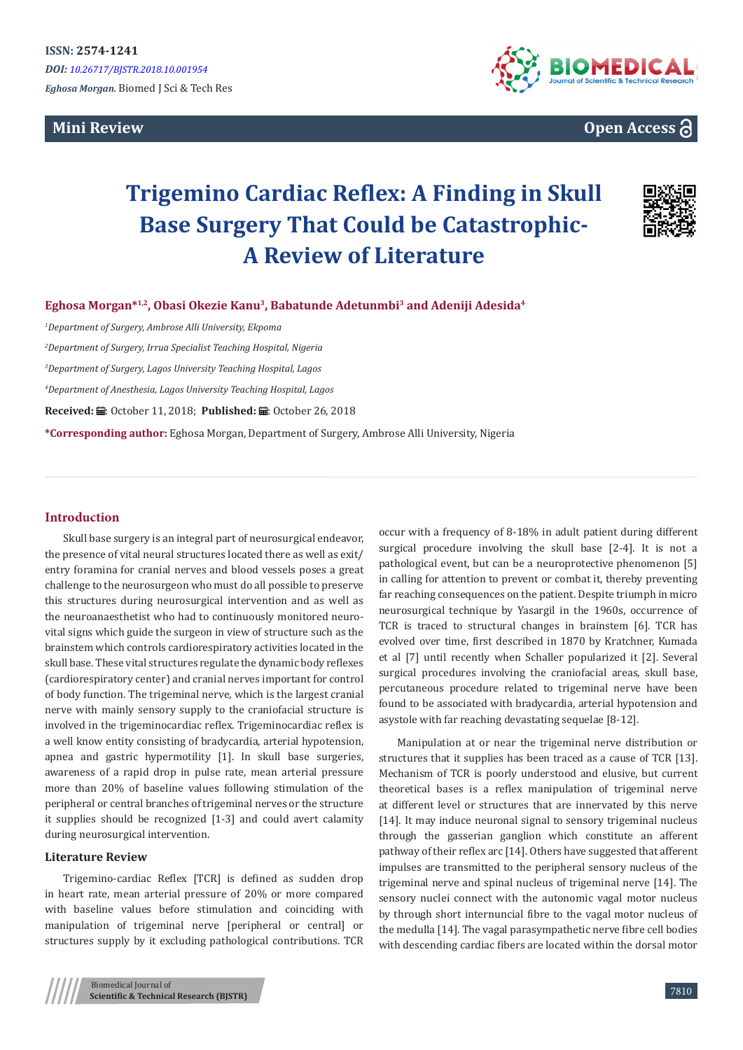ISSN: 2574-1241

*DOI: 10.26717/BJSTR.2018.10.001954*

*Eghosa Morgan.* Biomed J Sci & Tech Res

**Mini Review**

**Open Access**

# Trigemino Cardiac Reflex: A Finding in Skull Base Surgery That Could be Catastrophic- A Review of Literature

**Eghosa Morgan*[1,2], Obasi Okezie Kanu[3], Babatunde Adetunmbi[3] and Adeniji Adesida[4]**

[1]*Department of Surgery, Ambrose Alli University, Ekpoma*

[2]*Department of Surgery, Irrua Specialist Teaching Hospital, Nigeria*

[3]*Department of Surgery, Lagos University Teaching Hospital, Lagos*

[4]*Department of Anesthesia, Lagos University Teaching Hospital, Lagos*

**Received:** October 11, 2018; **Published:** October 26, 2018

***Corresponding author:** Eghosa Morgan, Department of Surgery, Ambrose Alli University, Nigeria

## Introduction

Skull base surgery is an integral part of neurosurgical endeavor, the presence of vital neural structures located there as well as exit/entry foramina for cranial nerves and blood vessels poses a great challenge to the neurosurgeon who must do all possible to preserve this structures during neurosurgical intervention and as well as the neuroanaesthetist who had to continuously monitored neuro-vital signs which guide the surgeon in view of structure such as the brainstem which controls cardiorespiratory activities located in the skull base. These vital structures regulate the dynamic body reflexes (cardiorespiratory center) and cranial nerves important for control of body function. The trigeminal nerve, which is the largest cranial nerve with mainly sensory supply to the craniofacial structure is involved in the trigeminocardiac reflex. Trigeminocardiac reflex is a well know entity consisting of bradycardia, arterial hypotension, apnea and gastric hypermotility [1]. In skull base surgeries, awareness of a rapid drop in pulse rate, mean arterial pressure more than 20% of baseline values following stimulation of the peripheral or central branches of trigeminal nerves or the structure it supplies should be recognized [1-3] and could avert calamity during neurosurgical intervention.

### Literature Review

Trigemino-cardiac Reflex [TCR] is defined as sudden drop in heart rate, mean arterial pressure of 20% or more compared with baseline values before stimulation and coinciding with manipulation of trigeminal nerve [peripheral or central] or structures supply by it excluding pathological contributions. TCR occur with a frequency of 8-18% in adult patient during different surgical procedure involving the skull base [2-4]. It is not a pathological event, but can be a neuroprotective phenomenon [5] in calling for attention to prevent or combat it, thereby preventing far reaching consequences on the patient. Despite triumph in micro neurosurgical technique by Yasargil in the 1960s, occurrence of TCR is traced to structural changes in brainstem [6]. TCR has evolved over time, first described in 1870 by Kratchner, Kumada et al [7] until recently when Schaller popularized it [2]. Several surgical procedures involving the craniofacial areas, skull base, percutaneous procedure related to trigeminal nerve have been found to be associated with bradycardia, arterial hypotension and asystole with far reaching devastating sequelae [8-12].

Manipulation at or near the trigeminal nerve distribution or structures that it supplies has been traced as a cause of TCR [13]. Mechanism of TCR is poorly understood and elusive, but current theoretical bases is a reflex manipulation of trigeminal nerve at different level or structures that are innervated by this nerve [14]. It may induce neuronal signal to sensory trigeminal nucleus through the gasserian ganglion which constitute an afferent pathway of their reflex arc [14]. Others have suggested that afferent impulses are transmitted to the peripheral sensory nucleus of the trigeminal nerve and spinal nucleus of trigeminal nerve [14]. The sensory nuclei connect with the autonomic vagal motor nucleus by through short internuncial fibre to the vagal motor nucleus of the medulla [14]. The vagal parasympathetic nerve fibre cell bodies with descending cardiac fibers are located within the dorsal motor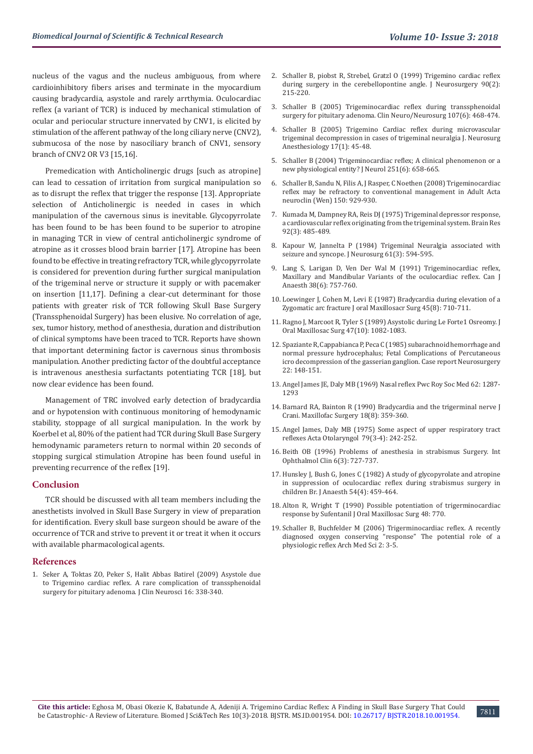nucleus of the vagus and the nucleus ambiguous, from where cardioinhibitory fibers arises and terminate in the myocardium causing bradycardia, asystole and rarely arrthymia. Oculocardiac reflex (a variant of TCR) is induced by mechanical stimulation of ocular and periocular structure innervated by CNV1, is elicited by stimulation of the afferent pathway of the long ciliary nerve (CNV2), submucosa of the nose by nasociliary branch of CNV1, sensory branch of CNV2 OR V3 [15,16].

Premedication with Anticholinergic drugs [such as atropine] can lead to cessation of irritation from surgical manipulation so as to disrupt the reflex that trigger the response [13]. Appropriate selection of Anticholinergic is needed in cases in which manipulation of the cavernous sinus is inevitable. Glycopyrrolate has been found to be has been found to be superior to atropine in managing TCR in view of central anticholinergic syndrome of atropine as it crosses blood brain barrier [17]. Atropine has been found to be effective in treating refractory TCR, while glycopyrrolate is considered for prevention during further surgical manipulation of the trigeminal nerve or structure it supply or with pacemaker on insertion [11,17]. Defining a clear-cut determinant for those patients with greater risk of TCR following Skull Base Surgery (Transsphenoidal Surgery) has been elusive. No correlation of age, sex, tumor history, method of anesthesia, duration and distribution of clinical symptoms have been traced to TCR. Reports have shown that important determining factor is cavernous sinus thrombosis manipulation. Another predicting factor of the doubtful acceptance is intravenous anesthesia surfactants potentiating TCR [18], but now clear evidence has been found.

Management of TRC involved early detection of bradycardia and or hypotension with continuous monitoring of hemodynamic stability, stoppage of all surgical manipulation. In the work by Koerbel et al, 80% of the patient had TCR during Skull Base Surgery hemodynamic parameters return to normal within 20 seconds of stopping surgical stimulation Atropine has been found useful in preventing recurrence of the reflex [19].

## Conclusion

TCR should be discussed with all team members including the anesthetists involved in Skull Base Surgery in view of preparation for identification. Every skull base surgeon should be aware of the occurrence of TCR and strive to prevent it or treat it when it occurs with available pharmacological agents.

## References

1. Seker A, Toktas ZO, Peker S, Halit Abbas Batirel (2009) Asystole due to Trigemino cardiac reflex. A rare complication of transsphenoidal surgery for pituitary adenoma. J Clin Neurosci 16: 338-340.
2. Schaller B, piobst R, Strebel, Gratzl O (1999) Trigemino cardiac reflex during surgery in the cerebellopontine angle. J Neurosurgery 90(2): 215-220.
3. Schaller B (2005) Trigeminocardiac reflex during transsphenoidal surgery for pituitary adenoma. Clin Neuro/Neurosurg 107(6): 468-474.
4. Schaller B (2005) Trigemino Cardiac reflex during microvascular trigeminal decompression in cases of trigeminal neuralgia J. Neurosurg Anesthesiology 17(1): 45-48.
5. Schaller B (2004) Trigeminocardiac reflex; A clinical phenomenon or a new physiological entity? J Neurol 251(6): 658-665.
6. Schaller B, Sandu N, Filis A, J Rasper, C Noethen (2008) Trigeminocardiac reflex may be refractory to conventional management in Adult Acta neurocIin (Wen) 150: 929-930.
7. Kumada M, Dampney RA, Reis DJ (1975) Trigeminal depressor response, a cardiovascular reflex originating from the trigeminal system. Brain Res 92(3): 485-489.
8. Kapour W, Jannelta P (1984) Trigeminal Neuralgia associated with seizure and syncope. J Neurosurg 61(3): 594-595.
9. Lang S, Larigan D, Ven Der Wal M (1991) Trigeminocardiac reflex, Maxillary and Mandibular Variants of the oculocardiac reflex. Can J Anaesth 38(6): 757-760.
10. Loewinger J, Cohen M, Levi E (1987) Bradycardia during elevation of a Zygomatic arc fracture J oral Maxillosacr Surg 45(8): 710-711.
11. Ragno J, Marcoot R, Tyler S (1989) Asystolic during Le Forte1 Osreomy. J Oral Maxillosac Surg 47(10): 1082-1083.
12. Spaziante R, Cappabianca P, Peca C (1985) subarachnoid hemorrhage and normal pressure hydrocephalus; Fetal Complications of Percutaneous icro decompression of the gasserian ganglion. Case report Neurosurgery 22: 148-151.
13. Angel James JE, Daly MB (1969) Nasal reflex Pwc Roy Soc Med 62: 1287-1293
14. Barnard RA, Bainton R (1990) Bradycardia and the trigerminal nerve J Crani. Maxillofac Surgery 18(8): 359-360.
15. Angel James, Daly MB (1975) Some aspect of upper respiratory tract reflexes Acta Otolaryngol 79(3-4): 242-252.
16. Beith OB (1996) Problems of anesthesia in strabismus Surgery. Int Ophthalmol Clin 6(3): 727-737.
17. Hunsley J, Bush G, Jones C (1982) A study of glycopyrolate and atropine in suppression of oculocardiac reflex during strabismus surgery in children Br. J Anaesth 54(4): 459-464.
18. Alton R, Wright T (1990) Possible potentiation of trigerminocardiac response by Sufentanil J Oral Maxillosac Surg 48: 770.
19. Schaller B, Buchfelder M (2006) Trigerminocardiac reflex. A recently diagnosed oxygen conserving "response" The potential role of a physiologic reflex Arch Med Sci 2: 3-5.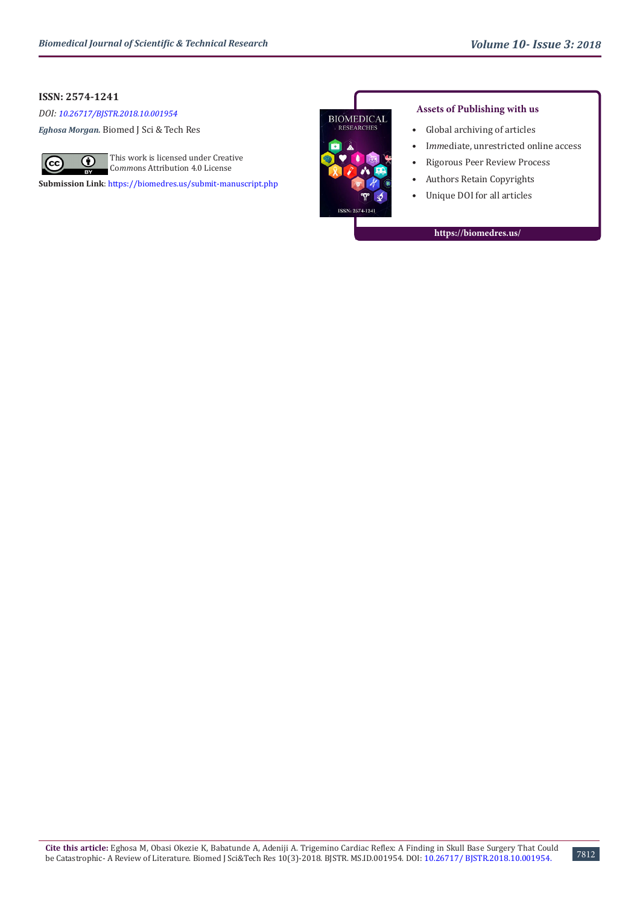**ISSN: 2574-1241**

*DOI: 10.26717/BJSTR.2018.10.001954*

***Eghosa Morgan.*** Biomed J Sci & Tech Res

This work is licensed under Creative Commons Attribution 4.0 License

**Submission Link**: https://biomedres.us/submit-manuscript.php

**Assets of Publishing with us**

- Global archiving of articles
- Immediate, unrestricted online access
- Rigorous Peer Review Process
- Authors Retain Copyrights
- Unique DOI for all articles

**https://biomedres.us/**

**Cite this article:** Eghosa M, Obasi Okezie K, Babatunde A, Adeniji A. Trigemino Cardiac Reflex: A Finding in Skull Base Surgery That Could be Catastrophic- A Review of Literature. Biomed J Sci&Tech Res 10(3)-2018. BJSTR. MS.ID.001954. DOI: 10.26717/ BJSTR.2018.10.001954.